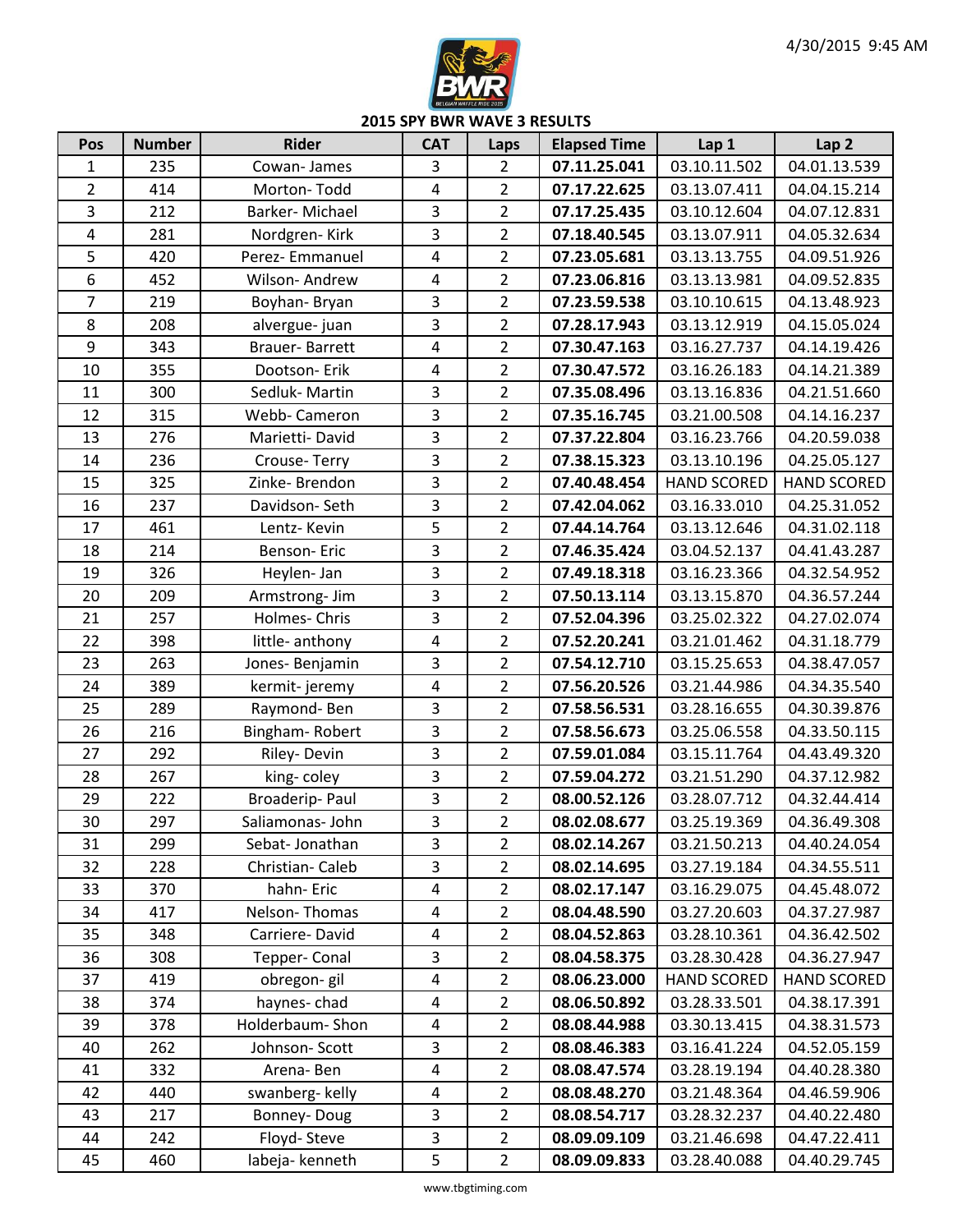## 2015 SPY BWR WAVE 3 RESULTS

| Pos | Number | Rider | CAT | Laps | Elapsed Time | Lap 1 | Lap 2 |
|---|---|---|---|---|---|---|---|
| 1 | 235 | Cowan- James | 3 | 2 | **07.11.25.041** | 03.10.11.502 | 04.01.13.539 |
| 2 | 414 | Morton- Todd | 4 | 2 | **07.17.22.625** | 03.13.07.411 | 04.04.15.214 |
| 3 | 212 | Barker- Michael | 3 | 2 | **07.17.25.435** | 03.10.12.604 | 04.07.12.831 |
| 4 | 281 | Nordgren- Kirk | 3 | 2 | **07.18.40.545** | 03.13.07.911 | 04.05.32.634 |
| 5 | 420 | Perez- Emmanuel | 4 | 2 | **07.23.05.681** | 03.13.13.755 | 04.09.51.926 |
| 6 | 452 | Wilson- Andrew | 4 | 2 | **07.23.06.816** | 03.13.13.981 | 04.09.52.835 |
| 7 | 219 | Boyhan- Bryan | 3 | 2 | **07.23.59.538** | 03.10.10.615 | 04.13.48.923 |
| 8 | 208 | alvergue- juan | 3 | 2 | **07.28.17.943** | 03.13.12.919 | 04.15.05.024 |
| 9 | 343 | Brauer- Barrett | 4 | 2 | **07.30.47.163** | 03.16.27.737 | 04.14.19.426 |
| 10 | 355 | Dootson- Erik | 4 | 2 | **07.30.47.572** | 03.16.26.183 | 04.14.21.389 |
| 11 | 300 | Sedluk- Martin | 3 | 2 | **07.35.08.496** | 03.13.16.836 | 04.21.51.660 |
| 12 | 315 | Webb- Cameron | 3 | 2 | **07.35.16.745** | 03.21.00.508 | 04.14.16.237 |
| 13 | 276 | Marietti- David | 3 | 2 | **07.37.22.804** | 03.16.23.766 | 04.20.59.038 |
| 14 | 236 | Crouse- Terry | 3 | 2 | **07.38.15.323** | 03.13.10.196 | 04.25.05.127 |
| 15 | 325 | Zinke- Brendon | 3 | 2 | **07.40.48.454** | HAND SCORED | HAND SCORED |
| 16 | 237 | Davidson- Seth | 3 | 2 | **07.42.04.062** | 03.16.33.010 | 04.25.31.052 |
| 17 | 461 | Lentz- Kevin | 5 | 2 | **07.44.14.764** | 03.13.12.646 | 04.31.02.118 |
| 18 | 214 | Benson- Eric | 3 | 2 | **07.46.35.424** | 03.04.52.137 | 04.41.43.287 |
| 19 | 326 | Heylen- Jan | 3 | 2 | **07.49.18.318** | 03.16.23.366 | 04.32.54.952 |
| 20 | 209 | Armstrong- Jim | 3 | 2 | **07.50.13.114** | 03.13.15.870 | 04.36.57.244 |
| 21 | 257 | Holmes- Chris | 3 | 2 | **07.52.04.396** | 03.25.02.322 | 04.27.02.074 |
| 22 | 398 | little- anthony | 4 | 2 | **07.52.20.241** | 03.21.01.462 | 04.31.18.779 |
| 23 | 263 | Jones- Benjamin | 3 | 2 | **07.54.12.710** | 03.15.25.653 | 04.38.47.057 |
| 24 | 389 | kermit- jeremy | 4 | 2 | **07.56.20.526** | 03.21.44.986 | 04.34.35.540 |
| 25 | 289 | Raymond- Ben | 3 | 2 | **07.58.56.531** | 03.28.16.655 | 04.30.39.876 |
| 26 | 216 | Bingham- Robert | 3 | 2 | **07.58.56.673** | 03.25.06.558 | 04.33.50.115 |
| 27 | 292 | Riley- Devin | 3 | 2 | **07.59.01.084** | 03.15.11.764 | 04.43.49.320 |
| 28 | 267 | king- coley | 3 | 2 | **07.59.04.272** | 03.21.51.290 | 04.37.12.982 |
| 29 | 222 | Broaderip- Paul | 3 | 2 | **08.00.52.126** | 03.28.07.712 | 04.32.44.414 |
| 30 | 297 | Saliamonas- John | 3 | 2 | **08.02.08.677** | 03.25.19.369 | 04.36.49.308 |
| 31 | 299 | Sebat- Jonathan | 3 | 2 | **08.02.14.267** | 03.21.50.213 | 04.40.24.054 |
| 32 | 228 | Christian- Caleb | 3 | 2 | **08.02.14.695** | 03.27.19.184 | 04.34.55.511 |
| 33 | 370 | hahn- Eric | 4 | 2 | **08.02.17.147** | 03.16.29.075 | 04.45.48.072 |
| 34 | 417 | Nelson- Thomas | 4 | 2 | **08.04.48.590** | 03.27.20.603 | 04.37.27.987 |
| 35 | 348 | Carriere- David | 4 | 2 | **08.04.52.863** | 03.28.10.361 | 04.36.42.502 |
| 36 | 308 | Tepper- Conal | 3 | 2 | **08.04.58.375** | 03.28.30.428 | 04.36.27.947 |
| 37 | 419 | obregon- gil | 4 | 2 | **08.06.23.000** | HAND SCORED | HAND SCORED |
| 38 | 374 | haynes- chad | 4 | 2 | **08.06.50.892** | 03.28.33.501 | 04.38.17.391 |
| 39 | 378 | Holderbaum- Shon | 4 | 2 | **08.08.44.988** | 03.30.13.415 | 04.38.31.573 |
| 40 | 262 | Johnson- Scott | 3 | 2 | **08.08.46.383** | 03.16.41.224 | 04.52.05.159 |
| 41 | 332 | Arena- Ben | 4 | 2 | **08.08.47.574** | 03.28.19.194 | 04.40.28.380 |
| 42 | 440 | swanberg- kelly | 4 | 2 | **08.08.48.270** | 03.21.48.364 | 04.46.59.906 |
| 43 | 217 | Bonney- Doug | 3 | 2 | **08.08.54.717** | 03.28.32.237 | 04.40.22.480 |
| 44 | 242 | Floyd- Steve | 3 | 2 | **08.09.09.109** | 03.21.46.698 | 04.47.22.411 |
| 45 | 460 | labeja- kenneth | 5 | 2 | **08.09.09.833** | 03.28.40.088 | 04.40.29.745 |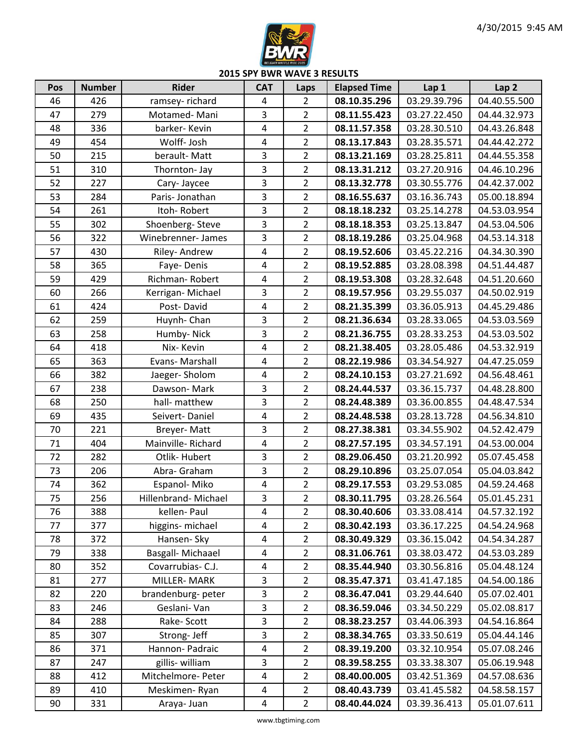## 2015 SPY BWR WAVE 3 RESULTS

| Pos | Number | Rider | CAT | Laps | Elapsed Time | Lap 1 | Lap 2 |
|---|---|---|---|---|---|---|---|
| 46 | 426 | ramsey- richard | 4 | 2 | **08.10.35.296** | 03.29.39.796 | 04.40.55.500 |
| 47 | 279 | Motamed- Mani | 3 | 2 | **08.11.55.423** | 03.27.22.450 | 04.44.32.973 |
| 48 | 336 | barker- Kevin | 4 | 2 | **08.11.57.358** | 03.28.30.510 | 04.43.26.848 |
| 49 | 454 | Wolff- Josh | 4 | 2 | **08.13.17.843** | 03.28.35.571 | 04.44.42.272 |
| 50 | 215 | berault- Matt | 3 | 2 | **08.13.21.169** | 03.28.25.811 | 04.44.55.358 |
| 51 | 310 | Thornton- Jay | 3 | 2 | **08.13.31.212** | 03.27.20.916 | 04.46.10.296 |
| 52 | 227 | Cary- Jaycee | 3 | 2 | **08.13.32.778** | 03.30.55.776 | 04.42.37.002 |
| 53 | 284 | Paris- Jonathan | 3 | 2 | **08.16.55.637** | 03.16.36.743 | 05.00.18.894 |
| 54 | 261 | Itoh- Robert | 3 | 2 | **08.18.18.232** | 03.25.14.278 | 04.53.03.954 |
| 55 | 302 | Shoenberg- Steve | 3 | 2 | **08.18.18.353** | 03.25.13.847 | 04.53.04.506 |
| 56 | 322 | Winebrenner- James | 3 | 2 | **08.18.19.286** | 03.25.04.968 | 04.53.14.318 |
| 57 | 430 | Riley- Andrew | 4 | 2 | **08.19.52.606** | 03.45.22.216 | 04.34.30.390 |
| 58 | 365 | Faye- Denis | 4 | 2 | **08.19.52.885** | 03.28.08.398 | 04.51.44.487 |
| 59 | 429 | Richman- Robert | 4 | 2 | **08.19.53.308** | 03.28.32.648 | 04.51.20.660 |
| 60 | 266 | Kerrigan- Michael | 3 | 2 | **08.19.57.956** | 03.29.55.037 | 04.50.02.919 |
| 61 | 424 | Post- David | 4 | 2 | **08.21.35.399** | 03.36.05.913 | 04.45.29.486 |
| 62 | 259 | Huynh- Chan | 3 | 2 | **08.21.36.634** | 03.28.33.065 | 04.53.03.569 |
| 63 | 258 | Humby- Nick | 3 | 2 | **08.21.36.755** | 03.28.33.253 | 04.53.03.502 |
| 64 | 418 | Nix- Kevin | 4 | 2 | **08.21.38.405** | 03.28.05.486 | 04.53.32.919 |
| 65 | 363 | Evans- Marshall | 4 | 2 | **08.22.19.986** | 03.34.54.927 | 04.47.25.059 |
| 66 | 382 | Jaeger- Sholom | 4 | 2 | **08.24.10.153** | 03.27.21.692 | 04.56.48.461 |
| 67 | 238 | Dawson- Mark | 3 | 2 | **08.24.44.537** | 03.36.15.737 | 04.48.28.800 |
| 68 | 250 | hall- matthew | 3 | 2 | **08.24.48.389** | 03.36.00.855 | 04.48.47.534 |
| 69 | 435 | Seivert- Daniel | 4 | 2 | **08.24.48.538** | 03.28.13.728 | 04.56.34.810 |
| 70 | 221 | Breyer- Matt | 3 | 2 | **08.27.38.381** | 03.34.55.902 | 04.52.42.479 |
| 71 | 404 | Mainville- Richard | 4 | 2 | **08.27.57.195** | 03.34.57.191 | 04.53.00.004 |
| 72 | 282 | Otlik- Hubert | 3 | 2 | **08.29.06.450** | 03.21.20.992 | 05.07.45.458 |
| 73 | 206 | Abra- Graham | 3 | 2 | **08.29.10.896** | 03.25.07.054 | 05.04.03.842 |
| 74 | 362 | Espanol- Miko | 4 | 2 | **08.29.17.553** | 03.29.53.085 | 04.59.24.468 |
| 75 | 256 | Hillenbrand- Michael | 3 | 2 | **08.30.11.795** | 03.28.26.564 | 05.01.45.231 |
| 76 | 388 | kellen- Paul | 4 | 2 | **08.30.40.606** | 03.33.08.414 | 04.57.32.192 |
| 77 | 377 | higgins- michael | 4 | 2 | **08.30.42.193** | 03.36.17.225 | 04.54.24.968 |
| 78 | 372 | Hansen- Sky | 4 | 2 | **08.30.49.329** | 03.36.15.042 | 04.54.34.287 |
| 79 | 338 | Basgall- Michaael | 4 | 2 | **08.31.06.761** | 03.38.03.472 | 04.53.03.289 |
| 80 | 352 | Covarrubias- C.J. | 4 | 2 | **08.35.44.940** | 03.30.56.816 | 05.04.48.124 |
| 81 | 277 | MILLER- MARK | 3 | 2 | **08.35.47.371** | 03.41.47.185 | 04.54.00.186 |
| 82 | 220 | brandenburg- peter | 3 | 2 | **08.36.47.041** | 03.29.44.640 | 05.07.02.401 |
| 83 | 246 | Geslani- Van | 3 | 2 | **08.36.59.046** | 03.34.50.229 | 05.02.08.817 |
| 84 | 288 | Rake- Scott | 3 | 2 | **08.38.23.257** | 03.44.06.393 | 04.54.16.864 |
| 85 | 307 | Strong- Jeff | 3 | 2 | **08.38.34.765** | 03.33.50.619 | 05.04.44.146 |
| 86 | 371 | Hannon- Padraic | 4 | 2 | **08.39.19.200** | 03.32.10.954 | 05.07.08.246 |
| 87 | 247 | gillis- william | 3 | 2 | **08.39.58.255** | 03.33.38.307 | 05.06.19.948 |
| 88 | 412 | Mitchelmore- Peter | 4 | 2 | **08.40.00.005** | 03.42.51.369 | 04.57.08.636 |
| 89 | 410 | Meskimen- Ryan | 4 | 2 | **08.40.43.739** | 03.41.45.582 | 04.58.58.157 |
| 90 | 331 | Araya- Juan | 4 | 2 | **08.40.44.024** | 03.39.36.413 | 05.01.07.611 |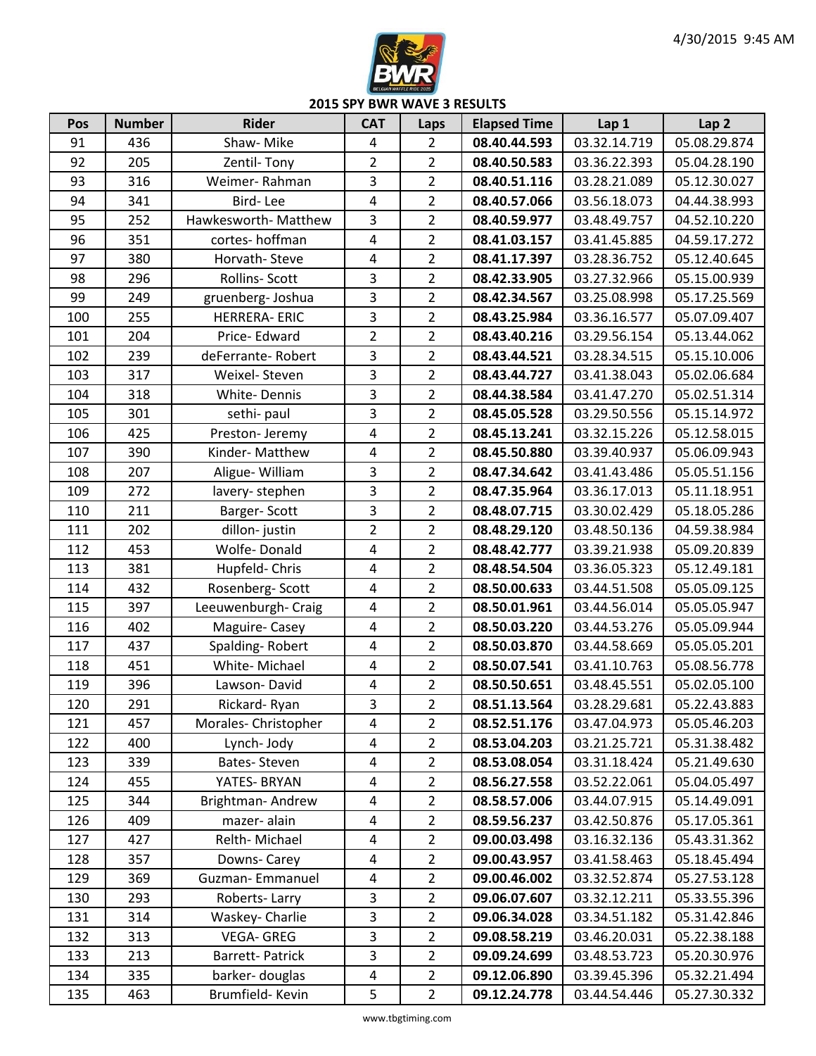## 2015 SPY BWR WAVE 3 RESULTS

| Pos | Number | Rider | CAT | Laps | Elapsed Time | Lap 1 | Lap 2 |
|---|---|---|---|---|---|---|---|
| 91 | 436 | Shaw- Mike | 4 | 2 | **08.40.44.593** | 03.32.14.719 | 05.08.29.874 |
| 92 | 205 | Zentil- Tony | 2 | 2 | **08.40.50.583** | 03.36.22.393 | 05.04.28.190 |
| 93 | 316 | Weimer- Rahman | 3 | 2 | **08.40.51.116** | 03.28.21.089 | 05.12.30.027 |
| 94 | 341 | Bird- Lee | 4 | 2 | **08.40.57.066** | 03.56.18.073 | 04.44.38.993 |
| 95 | 252 | Hawkesworth- Matthew | 3 | 2 | **08.40.59.977** | 03.48.49.757 | 04.52.10.220 |
| 96 | 351 | cortes- hoffman | 4 | 2 | **08.41.03.157** | 03.41.45.885 | 04.59.17.272 |
| 97 | 380 | Horvath- Steve | 4 | 2 | **08.41.17.397** | 03.28.36.752 | 05.12.40.645 |
| 98 | 296 | Rollins- Scott | 3 | 2 | **08.42.33.905** | 03.27.32.966 | 05.15.00.939 |
| 99 | 249 | gruenberg- Joshua | 3 | 2 | **08.42.34.567** | 03.25.08.998 | 05.17.25.569 |
| 100 | 255 | HERRERA- ERIC | 3 | 2 | **08.43.25.984** | 03.36.16.577 | 05.07.09.407 |
| 101 | 204 | Price- Edward | 2 | 2 | **08.43.40.216** | 03.29.56.154 | 05.13.44.062 |
| 102 | 239 | deFerrante- Robert | 3 | 2 | **08.43.44.521** | 03.28.34.515 | 05.15.10.006 |
| 103 | 317 | Weixel- Steven | 3 | 2 | **08.43.44.727** | 03.41.38.043 | 05.02.06.684 |
| 104 | 318 | White- Dennis | 3 | 2 | **08.44.38.584** | 03.41.47.270 | 05.02.51.314 |
| 105 | 301 | sethi- paul | 3 | 2 | **08.45.05.528** | 03.29.50.556 | 05.15.14.972 |
| 106 | 425 | Preston- Jeremy | 4 | 2 | **08.45.13.241** | 03.32.15.226 | 05.12.58.015 |
| 107 | 390 | Kinder- Matthew | 4 | 2 | **08.45.50.880** | 03.39.40.937 | 05.06.09.943 |
| 108 | 207 | Aligue- William | 3 | 2 | **08.47.34.642** | 03.41.43.486 | 05.05.51.156 |
| 109 | 272 | lavery- stephen | 3 | 2 | **08.47.35.964** | 03.36.17.013 | 05.11.18.951 |
| 110 | 211 | Barger- Scott | 3 | 2 | **08.48.07.715** | 03.30.02.429 | 05.18.05.286 |
| 111 | 202 | dillon- justin | 2 | 2 | **08.48.29.120** | 03.48.50.136 | 04.59.38.984 |
| 112 | 453 | Wolfe- Donald | 4 | 2 | **08.48.42.777** | 03.39.21.938 | 05.09.20.839 |
| 113 | 381 | Hupfeld- Chris | 4 | 2 | **08.48.54.504** | 03.36.05.323 | 05.12.49.181 |
| 114 | 432 | Rosenberg- Scott | 4 | 2 | **08.50.00.633** | 03.44.51.508 | 05.05.09.125 |
| 115 | 397 | Leeuwenburgh- Craig | 4 | 2 | **08.50.01.961** | 03.44.56.014 | 05.05.05.947 |
| 116 | 402 | Maguire- Casey | 4 | 2 | **08.50.03.220** | 03.44.53.276 | 05.05.09.944 |
| 117 | 437 | Spalding- Robert | 4 | 2 | **08.50.03.870** | 03.44.58.669 | 05.05.05.201 |
| 118 | 451 | White- Michael | 4 | 2 | **08.50.07.541** | 03.41.10.763 | 05.08.56.778 |
| 119 | 396 | Lawson- David | 4 | 2 | **08.50.50.651** | 03.48.45.551 | 05.02.05.100 |
| 120 | 291 | Rickard- Ryan | 3 | 2 | **08.51.13.564** | 03.28.29.681 | 05.22.43.883 |
| 121 | 457 | Morales- Christopher | 4 | 2 | **08.52.51.176** | 03.47.04.973 | 05.05.46.203 |
| 122 | 400 | Lynch- Jody | 4 | 2 | **08.53.04.203** | 03.21.25.721 | 05.31.38.482 |
| 123 | 339 | Bates- Steven | 4 | 2 | **08.53.08.054** | 03.31.18.424 | 05.21.49.630 |
| 124 | 455 | YATES- BRYAN | 4 | 2 | **08.56.27.558** | 03.52.22.061 | 05.04.05.497 |
| 125 | 344 | Brightman- Andrew | 4 | 2 | **08.58.57.006** | 03.44.07.915 | 05.14.49.091 |
| 126 | 409 | mazer- alain | 4 | 2 | **08.59.56.237** | 03.42.50.876 | 05.17.05.361 |
| 127 | 427 | Relth- Michael | 4 | 2 | **09.00.03.498** | 03.16.32.136 | 05.43.31.362 |
| 128 | 357 | Downs- Carey | 4 | 2 | **09.00.43.957** | 03.41.58.463 | 05.18.45.494 |
| 129 | 369 | Guzman- Emmanuel | 4 | 2 | **09.00.46.002** | 03.32.52.874 | 05.27.53.128 |
| 130 | 293 | Roberts- Larry | 3 | 2 | **09.06.07.607** | 03.32.12.211 | 05.33.55.396 |
| 131 | 314 | Waskey- Charlie | 3 | 2 | **09.06.34.028** | 03.34.51.182 | 05.31.42.846 |
| 132 | 313 | VEGA- GREG | 3 | 2 | **09.08.58.219** | 03.46.20.031 | 05.22.38.188 |
| 133 | 213 | Barrett- Patrick | 3 | 2 | **09.09.24.699** | 03.48.53.723 | 05.20.30.976 |
| 134 | 335 | barker- douglas | 4 | 2 | **09.12.06.890** | 03.39.45.396 | 05.32.21.494 |
| 135 | 463 | Brumfield- Kevin | 5 | 2 | **09.12.24.778** | 03.44.54.446 | 05.27.30.332 |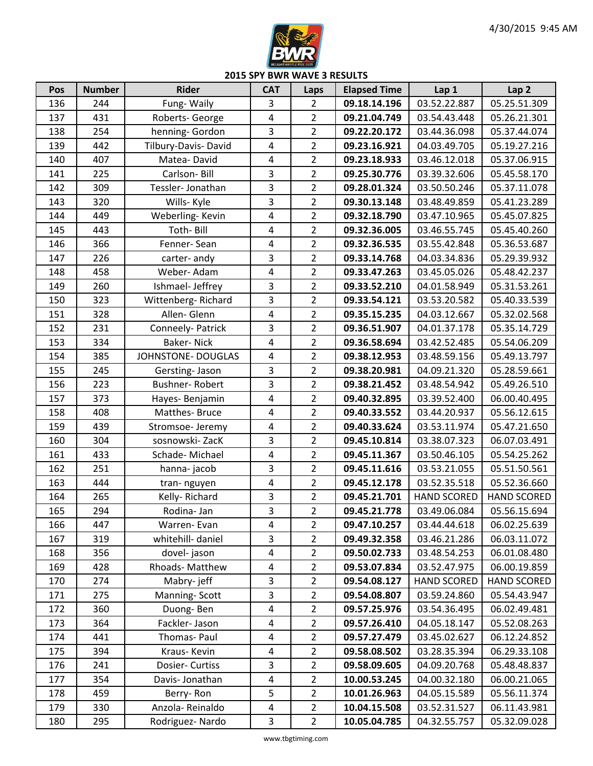## 2015 SPY BWR WAVE 3 RESULTS

| Pos | Number | Rider | CAT | Laps | Elapsed Time | Lap 1 | Lap 2 |
|---|---|---|---|---|---|---|---|
| 136 | 244 | Fung- Waily | 3 | 2 | **09.18.14.196** | 03.52.22.887 | 05.25.51.309 |
| 137 | 431 | Roberts- George | 4 | 2 | **09.21.04.749** | 03.54.43.448 | 05.26.21.301 |
| 138 | 254 | henning- Gordon | 3 | 2 | **09.22.20.172** | 03.44.36.098 | 05.37.44.074 |
| 139 | 442 | Tilbury-Davis- David | 4 | 2 | **09.23.16.921** | 04.03.49.705 | 05.19.27.216 |
| 140 | 407 | Matea- David | 4 | 2 | **09.23.18.933** | 03.46.12.018 | 05.37.06.915 |
| 141 | 225 | Carlson- Bill | 3 | 2 | **09.25.30.776** | 03.39.32.606 | 05.45.58.170 |
| 142 | 309 | Tessler- Jonathan | 3 | 2 | **09.28.01.324** | 03.50.50.246 | 05.37.11.078 |
| 143 | 320 | Wills- Kyle | 3 | 2 | **09.30.13.148** | 03.48.49.859 | 05.41.23.289 |
| 144 | 449 | Weberling- Kevin | 4 | 2 | **09.32.18.790** | 03.47.10.965 | 05.45.07.825 |
| 145 | 443 | Toth- Bill | 4 | 2 | **09.32.36.005** | 03.46.55.745 | 05.45.40.260 |
| 146 | 366 | Fenner- Sean | 4 | 2 | **09.32.36.535** | 03.55.42.848 | 05.36.53.687 |
| 147 | 226 | carter- andy | 3 | 2 | **09.33.14.768** | 04.03.34.836 | 05.29.39.932 |
| 148 | 458 | Weber- Adam | 4 | 2 | **09.33.47.263** | 03.45.05.026 | 05.48.42.237 |
| 149 | 260 | Ishmael- Jeffrey | 3 | 2 | **09.33.52.210** | 04.01.58.949 | 05.31.53.261 |
| 150 | 323 | Wittenberg- Richard | 3 | 2 | **09.33.54.121** | 03.53.20.582 | 05.40.33.539 |
| 151 | 328 | Allen- Glenn | 4 | 2 | **09.35.15.235** | 04.03.12.667 | 05.32.02.568 |
| 152 | 231 | Conneely- Patrick | 3 | 2 | **09.36.51.907** | 04.01.37.178 | 05.35.14.729 |
| 153 | 334 | Baker- Nick | 4 | 2 | **09.36.58.694** | 03.42.52.485 | 05.54.06.209 |
| 154 | 385 | JOHNSTONE- DOUGLAS | 4 | 2 | **09.38.12.953** | 03.48.59.156 | 05.49.13.797 |
| 155 | 245 | Gersting- Jason | 3 | 2 | **09.38.20.981** | 04.09.21.320 | 05.28.59.661 |
| 156 | 223 | Bushner- Robert | 3 | 2 | **09.38.21.452** | 03.48.54.942 | 05.49.26.510 |
| 157 | 373 | Hayes- Benjamin | 4 | 2 | **09.40.32.895** | 03.39.52.400 | 06.00.40.495 |
| 158 | 408 | Matthes- Bruce | 4 | 2 | **09.40.33.552** | 03.44.20.937 | 05.56.12.615 |
| 159 | 439 | Stromsoe- Jeremy | 4 | 2 | **09.40.33.624** | 03.53.11.974 | 05.47.21.650 |
| 160 | 304 | sosnowski- ZacK | 3 | 2 | **09.45.10.814** | 03.38.07.323 | 06.07.03.491 |
| 161 | 433 | Schade- Michael | 4 | 2 | **09.45.11.367** | 03.50.46.105 | 05.54.25.262 |
| 162 | 251 | hanna- jacob | 3 | 2 | **09.45.11.616** | 03.53.21.055 | 05.51.50.561 |
| 163 | 444 | tran- nguyen | 4 | 2 | **09.45.12.178** | 03.52.35.518 | 05.52.36.660 |
| 164 | 265 | Kelly- Richard | 3 | 2 | **09.45.21.701** | HAND SCORED | HAND SCORED |
| 165 | 294 | Rodina- Jan | 3 | 2 | **09.45.21.778** | 03.49.06.084 | 05.56.15.694 |
| 166 | 447 | Warren- Evan | 4 | 2 | **09.47.10.257** | 03.44.44.618 | 06.02.25.639 |
| 167 | 319 | whitehill- daniel | 3 | 2 | **09.49.32.358** | 03.46.21.286 | 06.03.11.072 |
| 168 | 356 | dovel- jason | 4 | 2 | **09.50.02.733** | 03.48.54.253 | 06.01.08.480 |
| 169 | 428 | Rhoads- Matthew | 4 | 2 | **09.53.07.834** | 03.52.47.975 | 06.00.19.859 |
| 170 | 274 | Mabry- jeff | 3 | 2 | **09.54.08.127** | HAND SCORED | HAND SCORED |
| 171 | 275 | Manning- Scott | 3 | 2 | **09.54.08.807** | 03.59.24.860 | 05.54.43.947 |
| 172 | 360 | Duong- Ben | 4 | 2 | **09.57.25.976** | 03.54.36.495 | 06.02.49.481 |
| 173 | 364 | Fackler- Jason | 4 | 2 | **09.57.26.410** | 04.05.18.147 | 05.52.08.263 |
| 174 | 441 | Thomas- Paul | 4 | 2 | **09.57.27.479** | 03.45.02.627 | 06.12.24.852 |
| 175 | 394 | Kraus- Kevin | 4 | 2 | **09.58.08.502** | 03.28.35.394 | 06.29.33.108 |
| 176 | 241 | Dosier- Curtiss | 3 | 2 | **09.58.09.605** | 04.09.20.768 | 05.48.48.837 |
| 177 | 354 | Davis- Jonathan | 4 | 2 | **10.00.53.245** | 04.00.32.180 | 06.00.21.065 |
| 178 | 459 | Berry- Ron | 5 | 2 | **10.01.26.963** | 04.05.15.589 | 05.56.11.374 |
| 179 | 330 | Anzola- Reinaldo | 4 | 2 | **10.04.15.508** | 03.52.31.527 | 06.11.43.981 |
| 180 | 295 | Rodriguez- Nardo | 3 | 2 | **10.05.04.785** | 04.32.55.757 | 05.32.09.028 |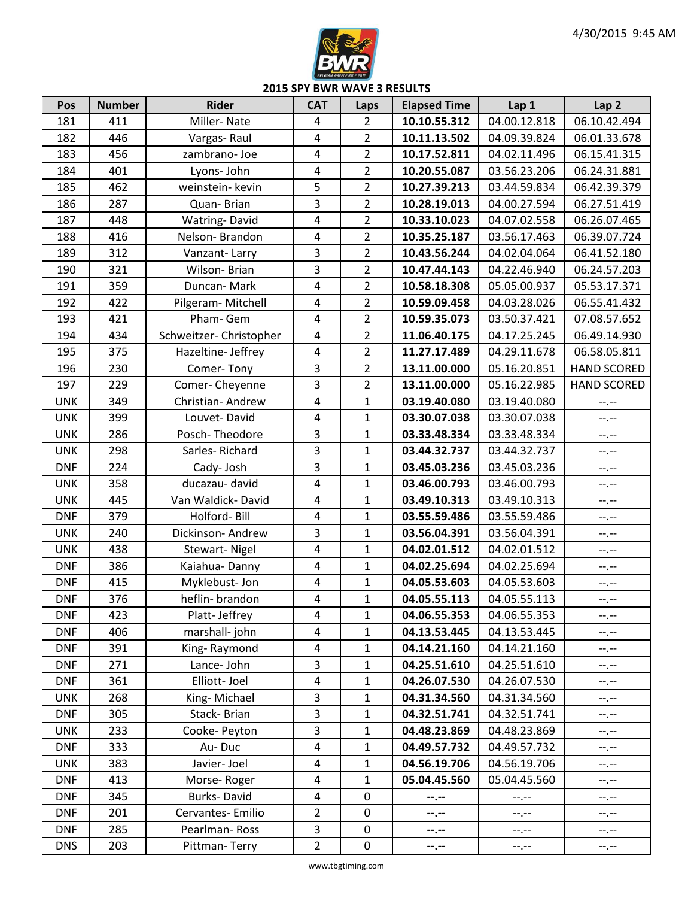4/30/2015 9:45 AM

## 2015 SPY BWR WAVE 3 RESULTS

| Pos | Number | Rider | CAT | Laps | Elapsed Time | Lap 1 | Lap 2 |
|---|---|---|---|---|---|---|---|
| 181 | 411 | Miller- Nate | 4 | 2 | **10.10.55.312** | 04.00.12.818 | 06.10.42.494 |
| 182 | 446 | Vargas- Raul | 4 | 2 | **10.11.13.502** | 04.09.39.824 | 06.01.33.678 |
| 183 | 456 | zambrano- Joe | 4 | 2 | **10.17.52.811** | 04.02.11.496 | 06.15.41.315 |
| 184 | 401 | Lyons- John | 4 | 2 | **10.20.55.087** | 03.56.23.206 | 06.24.31.881 |
| 185 | 462 | weinstein- kevin | 5 | 2 | **10.27.39.213** | 03.44.59.834 | 06.42.39.379 |
| 186 | 287 | Quan- Brian | 3 | 2 | **10.28.19.013** | 04.00.27.594 | 06.27.51.419 |
| 187 | 448 | Watring- David | 4 | 2 | **10.33.10.023** | 04.07.02.558 | 06.26.07.465 |
| 188 | 416 | Nelson- Brandon | 4 | 2 | **10.35.25.187** | 03.56.17.463 | 06.39.07.724 |
| 189 | 312 | Vanzant- Larry | 3 | 2 | **10.43.56.244** | 04.02.04.064 | 06.41.52.180 |
| 190 | 321 | Wilson- Brian | 3 | 2 | **10.47.44.143** | 04.22.46.940 | 06.24.57.203 |
| 191 | 359 | Duncan- Mark | 4 | 2 | **10.58.18.308** | 05.05.00.937 | 05.53.17.371 |
| 192 | 422 | Pilgeram- Mitchell | 4 | 2 | **10.59.09.458** | 04.03.28.026 | 06.55.41.432 |
| 193 | 421 | Pham- Gem | 4 | 2 | **10.59.35.073** | 03.50.37.421 | 07.08.57.652 |
| 194 | 434 | Schweitzer- Christopher | 4 | 2 | **11.06.40.175** | 04.17.25.245 | 06.49.14.930 |
| 195 | 375 | Hazeltine- Jeffrey | 4 | 2 | **11.27.17.489** | 04.29.11.678 | 06.58.05.811 |
| 196 | 230 | Comer- Tony | 3 | 2 | **13.11.00.000** | 05.16.20.851 | HAND SCORED |
| 197 | 229 | Comer- Cheyenne | 3 | 2 | **13.11.00.000** | 05.16.22.985 | HAND SCORED |
| UNK | 349 | Christian- Andrew | 4 | 1 | **03.19.40.080** | 03.19.40.080 | --.-- |
| UNK | 399 | Louvet- David | 4 | 1 | **03.30.07.038** | 03.30.07.038 | --.-- |
| UNK | 286 | Posch- Theodore | 3 | 1 | **03.33.48.334** | 03.33.48.334 | --.-- |
| UNK | 298 | Sarles- Richard | 3 | 1 | **03.44.32.737** | 03.44.32.737 | --.-- |
| DNF | 224 | Cady- Josh | 3 | 1 | **03.45.03.236** | 03.45.03.236 | --.-- |
| UNK | 358 | ducazau- david | 4 | 1 | **03.46.00.793** | 03.46.00.793 | --.-- |
| UNK | 445 | Van Waldick- David | 4 | 1 | **03.49.10.313** | 03.49.10.313 | --.-- |
| DNF | 379 | Holford- Bill | 4 | 1 | **03.55.59.486** | 03.55.59.486 | --.-- |
| UNK | 240 | Dickinson- Andrew | 3 | 1 | **03.56.04.391** | 03.56.04.391 | --.-- |
| UNK | 438 | Stewart- Nigel | 4 | 1 | **04.02.01.512** | 04.02.01.512 | --.-- |
| DNF | 386 | Kaiahua- Danny | 4 | 1 | **04.02.25.694** | 04.02.25.694 | --.-- |
| DNF | 415 | Myklebust- Jon | 4 | 1 | **04.05.53.603** | 04.05.53.603 | --.-- |
| DNF | 376 | heflin- brandon | 4 | 1 | **04.05.55.113** | 04.05.55.113 | --.-- |
| DNF | 423 | Platt- Jeffrey | 4 | 1 | **04.06.55.353** | 04.06.55.353 | --.-- |
| DNF | 406 | marshall- john | 4 | 1 | **04.13.53.445** | 04.13.53.445 | --.-- |
| DNF | 391 | King- Raymond | 4 | 1 | **04.14.21.160** | 04.14.21.160 | --.-- |
| DNF | 271 | Lance- John | 3 | 1 | **04.25.51.610** | 04.25.51.610 | --.-- |
| DNF | 361 | Elliott- Joel | 4 | 1 | **04.26.07.530** | 04.26.07.530 | --.-- |
| UNK | 268 | King- Michael | 3 | 1 | **04.31.34.560** | 04.31.34.560 | --.-- |
| DNF | 305 | Stack- Brian | 3 | 1 | **04.32.51.741** | 04.32.51.741 | --.-- |
| UNK | 233 | Cooke- Peyton | 3 | 1 | **04.48.23.869** | 04.48.23.869 | --.-- |
| DNF | 333 | Au- Duc | 4 | 1 | **04.49.57.732** | 04.49.57.732 | --.-- |
| UNK | 383 | Javier- Joel | 4 | 1 | **04.56.19.706** | 04.56.19.706 | --.-- |
| DNF | 413 | Morse- Roger | 4 | 1 | **05.04.45.560** | 05.04.45.560 | --.-- |
| DNF | 345 | Burks- David | 4 | 0 | **--.--** | --.-- | --.-- |
| DNF | 201 | Cervantes- Emilio | 2 | 0 | **--.--** | --.-- | --.-- |
| DNF | 285 | Pearlman- Ross | 3 | 0 | **--.--** | --.-- | --.-- |
| DNS | 203 | Pittman- Terry | 2 | 0 | **--.--** | --.-- | --.-- |

www.tbgtiming.com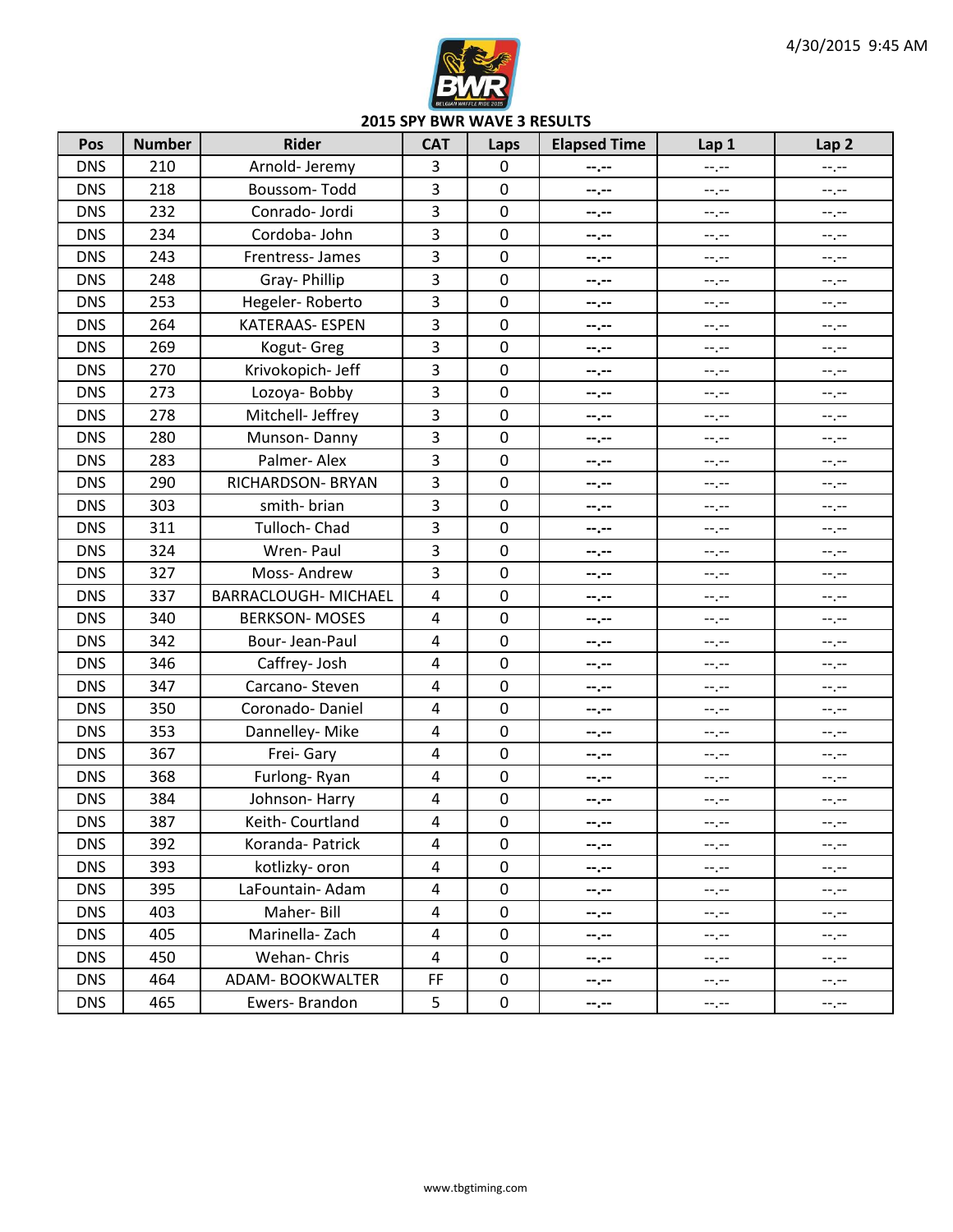## 2015 SPY BWR WAVE 3 RESULTS

| Pos | Number | Rider | CAT | Laps | Elapsed Time | Lap 1 | Lap 2 |
|---|---|---|---|---|---|---|---|
| DNS | 210 | Arnold- Jeremy | 3 | 0 | --.-- | --.-- | --.-- |
| DNS | 218 | Boussom- Todd | 3 | 0 | --.-- | --.-- | --.-- |
| DNS | 232 | Conrado- Jordi | 3 | 0 | --.-- | --.-- | --.-- |
| DNS | 234 | Cordoba- John | 3 | 0 | --.-- | --.-- | --.-- |
| DNS | 243 | Frentress- James | 3 | 0 | --.-- | --.-- | --.-- |
| DNS | 248 | Gray- Phillip | 3 | 0 | --.-- | --.-- | --.-- |
| DNS | 253 | Hegeler- Roberto | 3 | 0 | --.-- | --.-- | --.-- |
| DNS | 264 | KATERAAS- ESPEN | 3 | 0 | --.-- | --.-- | --.-- |
| DNS | 269 | Kogut- Greg | 3 | 0 | --.-- | --.-- | --.-- |
| DNS | 270 | Krivokopich- Jeff | 3 | 0 | --.-- | --.-- | --.-- |
| DNS | 273 | Lozoya- Bobby | 3 | 0 | --.-- | --.-- | --.-- |
| DNS | 278 | Mitchell- Jeffrey | 3 | 0 | --.-- | --.-- | --.-- |
| DNS | 280 | Munson- Danny | 3 | 0 | --.-- | --.-- | --.-- |
| DNS | 283 | Palmer- Alex | 3 | 0 | --.-- | --.-- | --.-- |
| DNS | 290 | RICHARDSON- BRYAN | 3 | 0 | --.-- | --.-- | --.-- |
| DNS | 303 | smith- brian | 3 | 0 | --.-- | --.-- | --.-- |
| DNS | 311 | Tulloch- Chad | 3 | 0 | --.-- | --.-- | --.-- |
| DNS | 324 | Wren- Paul | 3 | 0 | --.-- | --.-- | --.-- |
| DNS | 327 | Moss- Andrew | 3 | 0 | --.-- | --.-- | --.-- |
| DNS | 337 | BARRACLOUGH- MICHAEL | 4 | 0 | --.-- | --.-- | --.-- |
| DNS | 340 | BERKSON- MOSES | 4 | 0 | --.-- | --.-- | --.-- |
| DNS | 342 | Bour- Jean-Paul | 4 | 0 | --.-- | --.-- | --.-- |
| DNS | 346 | Caffrey- Josh | 4 | 0 | --.-- | --.-- | --.-- |
| DNS | 347 | Carcano- Steven | 4 | 0 | --.-- | --.-- | --.-- |
| DNS | 350 | Coronado- Daniel | 4 | 0 | --.-- | --.-- | --.-- |
| DNS | 353 | Dannelley- Mike | 4 | 0 | --.-- | --.-- | --.-- |
| DNS | 367 | Frei- Gary | 4 | 0 | --.-- | --.-- | --.-- |
| DNS | 368 | Furlong- Ryan | 4 | 0 | --.-- | --.-- | --.-- |
| DNS | 384 | Johnson- Harry | 4 | 0 | --.-- | --.-- | --.-- |
| DNS | 387 | Keith- Courtland | 4 | 0 | --.-- | --.-- | --.-- |
| DNS | 392 | Koranda- Patrick | 4 | 0 | --.-- | --.-- | --.-- |
| DNS | 393 | kotlizky- oron | 4 | 0 | --.-- | --.-- | --.-- |
| DNS | 395 | LaFountain- Adam | 4 | 0 | --.-- | --.-- | --.-- |
| DNS | 403 | Maher- Bill | 4 | 0 | --.-- | --.-- | --.-- |
| DNS | 405 | Marinella- Zach | 4 | 0 | --.-- | --.-- | --.-- |
| DNS | 450 | Wehan- Chris | 4 | 0 | --.-- | --.-- | --.-- |
| DNS | 464 | ADAM- BOOKWALTER | FF | 0 | --.-- | --.-- | --.-- |
| DNS | 465 | Ewers- Brandon | 5 | 0 | --.-- | --.-- | --.-- |